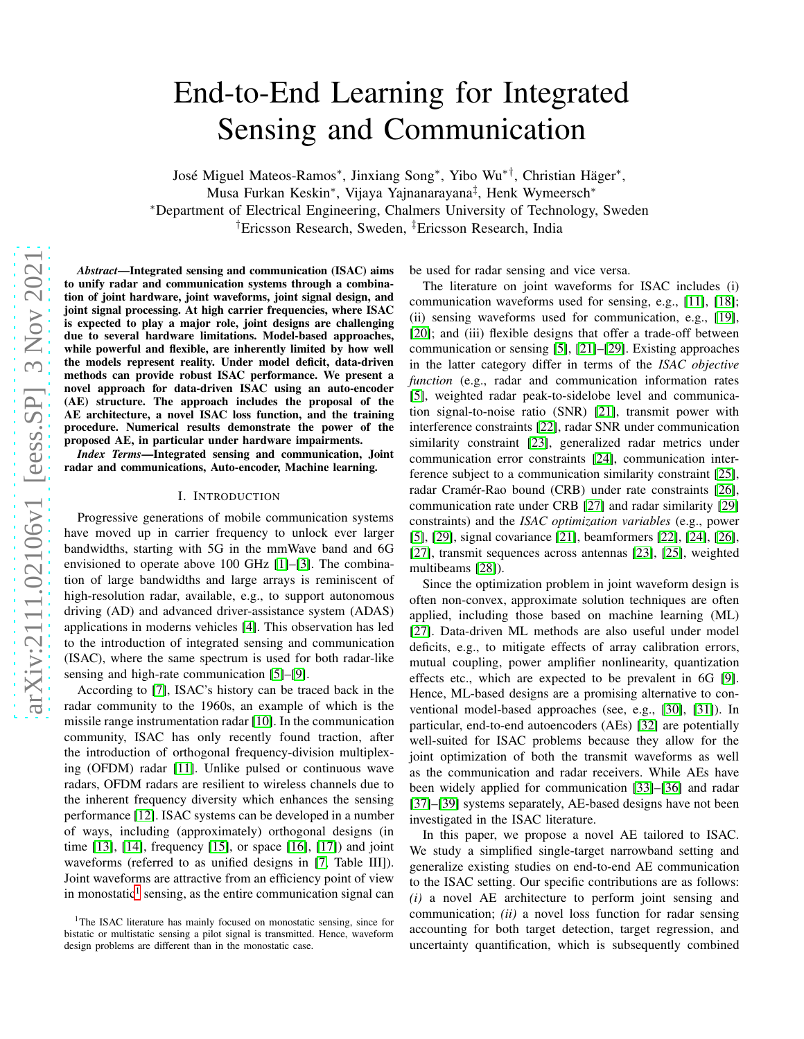# End-to-End Learning for Integrated Sensing and Communication

José Miguel Mateos-Ramos*, Jinxiang Song*, Yibo Wu*†, Christian Häger*, Musa Furkan Keskin*, Vijaya Yajnanarayana‡, Henk Wymeersch*

*Department of Electrical Engineering, Chalmers University of Technology, Sweden

†Ericsson Research, Sweden, ‡Ericsson Research, India

***Abstract*—Integrated sensing and communication (ISAC) aims to unify radar and communication systems through a combination of joint hardware, joint waveforms, joint signal design, and joint signal processing. At high carrier frequencies, where ISAC is expected to play a major role, joint designs are challenging due to several hardware limitations. Model-based approaches, while powerful and flexible, are inherently limited by how well the models represent reality. Under model deficit, data-driven methods can provide robust ISAC performance. We present a novel approach for data-driven ISAC using an auto-encoder (AE) structure. The approach includes the proposal of the AE architecture, a novel ISAC loss function, and the training procedure. Numerical results demonstrate the power of the proposed AE, in particular under hardware impairments.**

***Index Terms*—Integrated sensing and communication, Joint radar and communications, Auto-encoder, Machine learning.**

## I. Introduction

Progressive generations of mobile communication systems have moved up in carrier frequency to unlock ever larger bandwidths, starting with 5G in the mmWave band and 6G envisioned to operate above 100 GHz [1]–[3]. The combination of large bandwidths and large arrays is reminiscent of high-resolution radar, available, e.g., to support autonomous driving (AD) and advanced driver-assistance system (ADAS) applications in moderns vehicles [4]. This observation has led to the introduction of integrated sensing and communication (ISAC), where the same spectrum is used for both radar-like sensing and high-rate communication [5]–[9].

According to [7], ISAC's history can be traced back in the radar community to the 1960s, an example of which is the missile range instrumentation radar [10]. In the communication community, ISAC has only recently found traction, after the introduction of orthogonal frequency-division multiplexing (OFDM) radar [11]. Unlike pulsed or continuous wave radars, OFDM radars are resilient to wireless channels due to the inherent frequency diversity which enhances the sensing performance [12]. ISAC systems can be developed in a number of ways, including (approximately) orthogonal designs (in time [13], [14], frequency [15], or space [16], [17]) and joint waveforms (referred to as unified designs in [7, Table III]). Joint waveforms are attractive from an efficiency point of view in monostatic[1] sensing, as the entire communication signal can be used for radar sensing and vice versa.

The literature on joint waveforms for ISAC includes (i) communication waveforms used for sensing, e.g., [11], [18]; (ii) sensing waveforms used for communication, e.g., [19], [20]; and (iii) flexible designs that offer a trade-off between communication or sensing [5], [21]–[29]. Existing approaches in the latter category differ in terms of the *ISAC objective function* (e.g., radar and communication information rates [5], weighted radar peak-to-sidelobe level and communication signal-to-noise ratio (SNR) [21], transmit power with interference constraints [22], radar SNR under communication similarity constraint [23], generalized radar metrics under communication error constraints [24], communication interference subject to a communication similarity constraint [25], radar Cramér-Rao bound (CRB) under rate constraints [26], communication rate under CRB [27] and radar similarity [29] constraints) and the *ISAC optimization variables* (e.g., power [5], [29], signal covariance [21], beamformers [22], [24], [26], [27], transmit sequences across antennas [23], [25], weighted multibeams [28]).

Since the optimization problem in joint waveform design is often non-convex, approximate solution techniques are often applied, including those based on machine learning (ML) [27]. Data-driven ML methods are also useful under model deficits, e.g., to mitigate effects of array calibration errors, mutual coupling, power amplifier nonlinearity, quantization effects etc., which are expected to be prevalent in 6G [9]. Hence, ML-based designs are a promising alternative to conventional model-based approaches (see, e.g., [30], [31]). In particular, end-to-end autoencoders (AEs) [32] are potentially well-suited for ISAC problems because they allow for the joint optimization of both the transmit waveforms as well as the communication and radar receivers. While AEs have been widely applied for communication [33]–[36] and radar [37]–[39] systems separately, AE-based designs have not been investigated in the ISAC literature.

In this paper, we propose a novel AE tailored to ISAC. We study a simplified single-target narrowband setting and generalize existing studies on end-to-end AE communication to the ISAC setting. Our specific contributions are as follows: *(i)* a novel AE architecture to perform joint sensing and communication; *(ii)* a novel loss function for radar sensing accounting for both target detection, target regression, and uncertainty quantification, which is subsequently combined

[1]The ISAC literature has mainly focused on monostatic sensing, since for bistatic or multistatic sensing a pilot signal is transmitted. Hence, waveform design problems are different than in the monostatic case.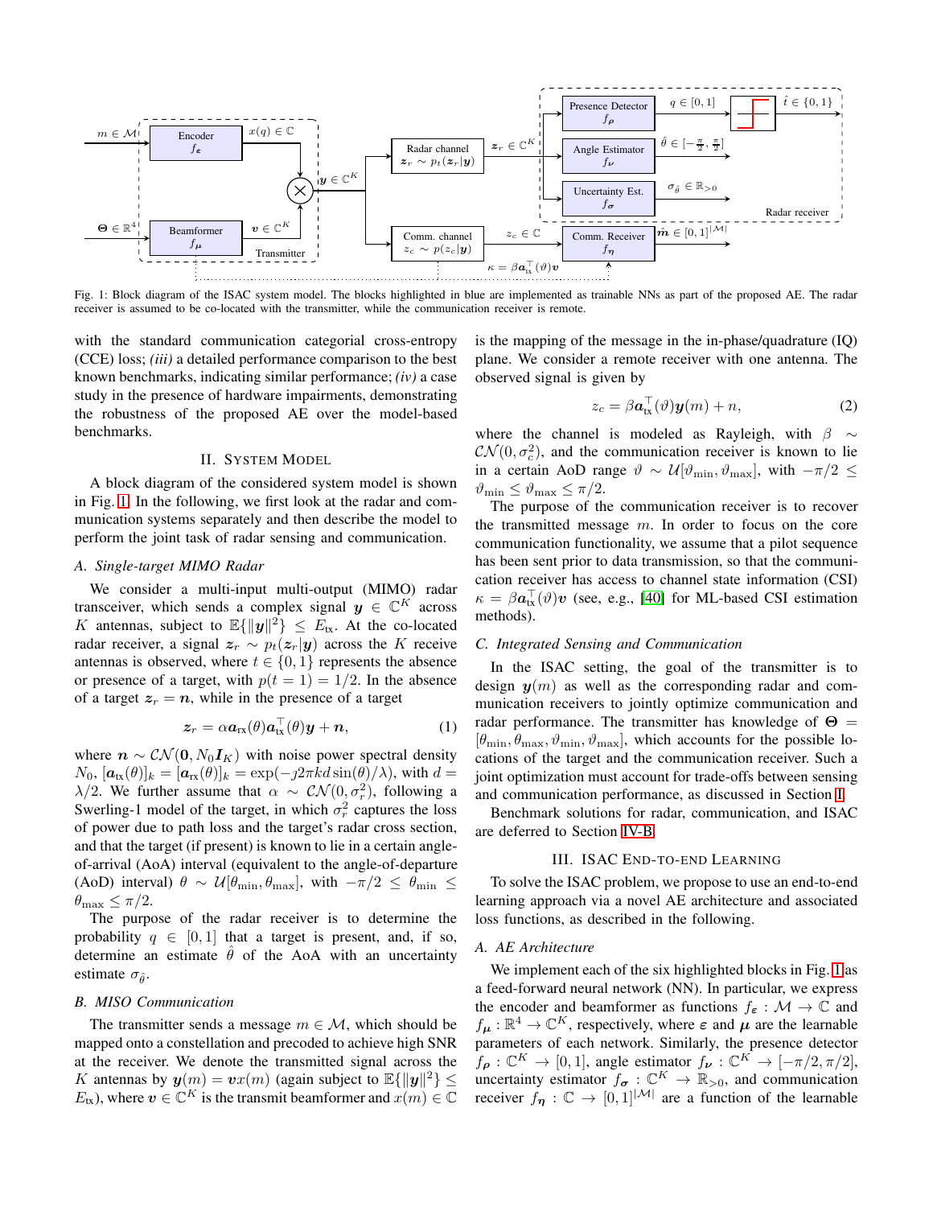Fig. 1: Block diagram of the ISAC system model. The blocks highlighted in blue are implemented as trainable NNs as part of the proposed AE. The radar receiver is assumed to be co-located with the transmitter, while the communication receiver is remote.

with the standard communication categorial cross-entropy (CCE) loss; *(iii)* a detailed performance comparison to the best known benchmarks, indicating similar performance; *(iv)* a case study in the presence of hardware impairments, demonstrating the robustness of the proposed AE over the model-based benchmarks.

## II. System Model

A block diagram of the considered system model is shown in Fig. 1. In the following, we first look at the radar and communication systems separately and then describe the model to perform the joint task of radar sensing and communication.

### *A. Single-target MIMO Radar*

We consider a multi-input multi-output (MIMO) radar transceiver, which sends a complex signal $\boldsymbol{y} \in \mathbb{C}^K$ across $K$ antennas, subject to $\mathbb{E}\{\|\boldsymbol{y}\|^2\} \leq E_{\text{tx}}$. At the co-located radar receiver, a signal $\boldsymbol{z}_r \sim p_t(\boldsymbol{z}_r|\boldsymbol{y})$ across the $K$ receive antennas is observed, where $t \in \{0,1\}$ represents the absence or presence of a target, with $p(t=1) = 1/2$. In the absence of a target $\boldsymbol{z}_r = \boldsymbol{n}$, while in the presence of a target

$$\boldsymbol{z}_r = \alpha \boldsymbol{a}_{\text{rx}}(\theta)\boldsymbol{a}_{\text{tx}}^\top(\theta)\boldsymbol{y} + \boldsymbol{n}, \tag{1}$$

where $\boldsymbol{n} \sim \mathcal{CN}(\boldsymbol{0}, N_0\boldsymbol{I}_K)$ with noise power spectral density $N_0$, $[\boldsymbol{a}_{\text{tx}}(\theta)]_k = [\boldsymbol{a}_{\text{rx}}(\theta)]_k = \exp(-\jmath 2\pi k d \sin(\theta)/\lambda)$, with $d = \lambda/2$. We further assume that $\alpha \sim \mathcal{CN}(0, \sigma_r^2)$, following a Swerling-1 model of the target, in which $\sigma_r^2$ captures the loss of power due to path loss and the target's radar cross section, and that the target (if present) is known to lie in a certain angle-of-arrival (AoA) interval (equivalent to the angle-of-departure (AoD) interval) $\theta \sim \mathcal{U}[\theta_{\min}, \theta_{\max}]$, with $-\pi/2 \leq \theta_{\min} \leq \theta_{\max} \leq \pi/2$.

The purpose of the radar receiver is to determine the probability $q \in [0,1]$ that a target is present, and, if so, determine an estimate $\hat{\theta}$ of the AoA with an uncertainty estimate $\sigma_{\hat{\theta}}$.

### *B. MISO Communication*

The transmitter sends a message $m \in \mathcal{M}$, which should be mapped onto a constellation and precoded to achieve high SNR at the receiver. We denote the transmitted signal across the $K$ antennas by $\boldsymbol{y}(m) = \boldsymbol{v}x(m)$ (again subject to $\mathbb{E}\{\|\boldsymbol{y}\|^2\} \leq E_{\text{tx}}$), where $\boldsymbol{v} \in \mathbb{C}^K$ is the transmit beamformer and $x(m) \in \mathbb{C}$ is the mapping of the message in the in-phase/quadrature (IQ) plane. We consider a remote receiver with one antenna. The observed signal is given by

$$z_c = \beta \boldsymbol{a}_{\text{tx}}^\top(\vartheta)\boldsymbol{y}(m) + n, \tag{2}$$

where the channel is modeled as Rayleigh, with $\beta \sim \mathcal{CN}(0, \sigma_c^2)$, and the communication receiver is known to lie in a certain AoD range $\vartheta \sim \mathcal{U}[\vartheta_{\min}, \vartheta_{\max}]$, with $-\pi/2 \leq \vartheta_{\min} \leq \vartheta_{\max} \leq \pi/2$.

The purpose of the communication receiver is to recover the transmitted message $m$. In order to focus on the core communication functionality, we assume that a pilot sequence has been sent prior to data transmission, so that the communication receiver has access to channel state information (CSI) $\kappa = \beta \boldsymbol{a}_{\text{tx}}^\top(\vartheta)\boldsymbol{v}$ (see, e.g., [40] for ML-based CSI estimation methods).

### *C. Integrated Sensing and Communication*

In the ISAC setting, the goal of the transmitter is to design $\boldsymbol{y}(m)$ as well as the corresponding radar and communication receivers to jointly optimize communication and radar performance. The transmitter has knowledge of $\boldsymbol{\Theta} = [\theta_{\min}, \theta_{\max}, \vartheta_{\min}, \vartheta_{\max}]$, which accounts for the possible locations of the target and the communication receiver. Such a joint optimization must account for trade-offs between sensing and communication performance, as discussed in Section I.

Benchmark solutions for radar, communication, and ISAC are deferred to Section IV-B.

## III. ISAC End-to-end Learning

To solve the ISAC problem, we propose to use an end-to-end learning approach via a novel AE architecture and associated loss functions, as described in the following.

### *A. AE Architecture*

We implement each of the six highlighted blocks in Fig. 1 as a feed-forward neural network (NN). In particular, we express the encoder and beamformer as functions $f_{\boldsymbol{\varepsilon}} : \mathcal{M} \to \mathbb{C}$ and $f_{\boldsymbol{\mu}} : \mathbb{R}^4 \to \mathbb{C}^K$, respectively, where $\boldsymbol{\varepsilon}$ and $\boldsymbol{\mu}$ are the learnable parameters of each network. Similarly, the presence detector $f_{\boldsymbol{\rho}} : \mathbb{C}^K \to [0,1]$, angle estimator $f_{\boldsymbol{\nu}} : \mathbb{C}^K \to [-\pi/2, \pi/2]$, uncertainty estimator $f_{\boldsymbol{\sigma}} : \mathbb{C}^K \to \mathbb{R}_{>0}$, and communication receiver $f_{\boldsymbol{\eta}} : \mathbb{C} \to [0,1]^{|\mathcal{M}|}$ are a function of the learnable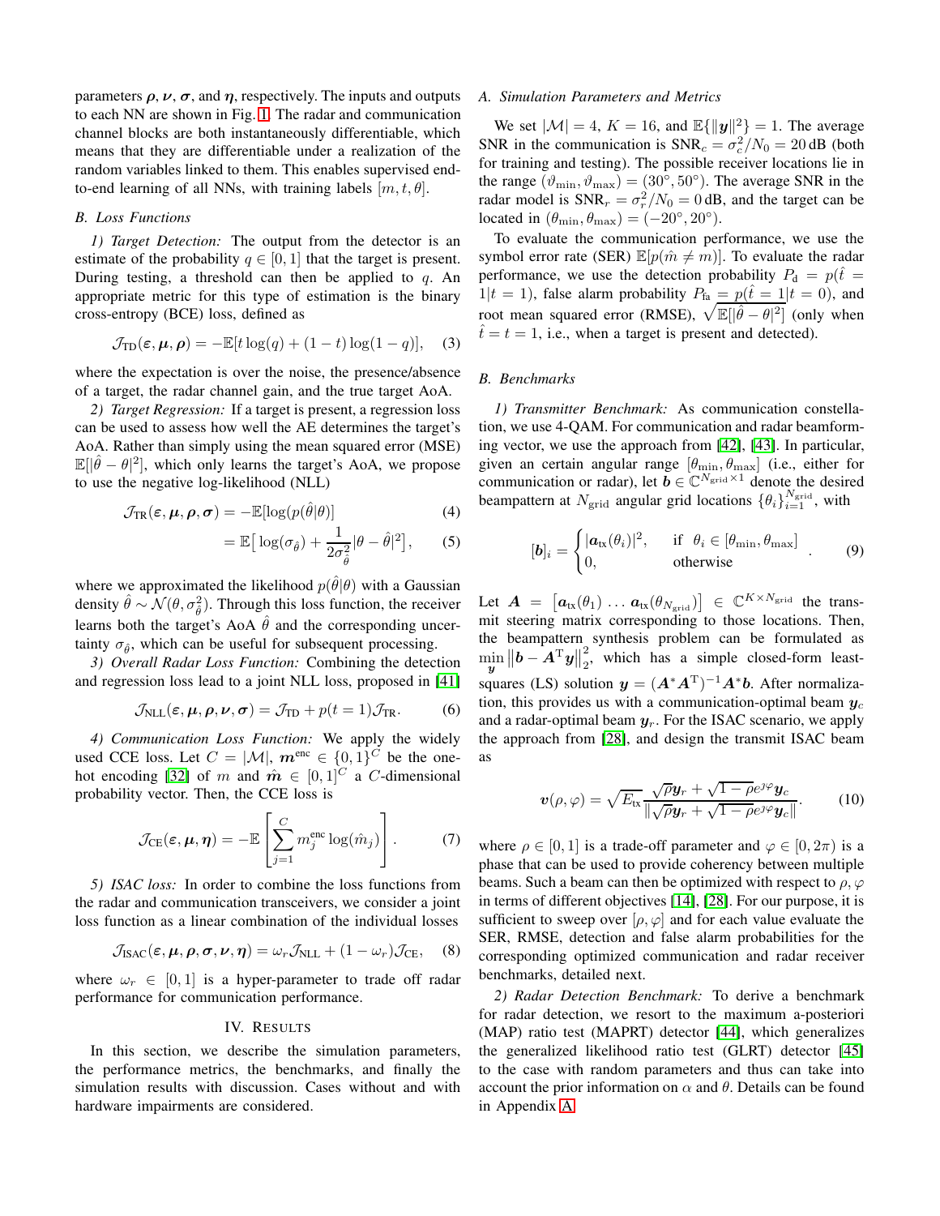parameters $\boldsymbol{\rho}$, $\boldsymbol{\nu}$, $\boldsymbol{\sigma}$, and $\boldsymbol{\eta}$, respectively. The inputs and outputs to each NN are shown in Fig. 1. The radar and communication channel blocks are both instantaneously differentiable, which means that they are differentiable under a realization of the random variables linked to them. This enables supervised end-to-end learning of all NNs, with training labels $[m, t, \theta]$.

### B. Loss Functions

*1) Target Detection:* The output from the detector is an estimate of the probability $q \in [0, 1]$ that the target is present. During testing, a threshold can then be applied to $q$. An appropriate metric for this type of estimation is the binary cross-entropy (BCE) loss, defined as

$$\mathcal{J}_{\text{TD}}(\boldsymbol{\varepsilon}, \boldsymbol{\mu}, \boldsymbol{\rho}) = -\mathbb{E}[t \log(q) + (1-t)\log(1-q)], \quad (3)$$

where the expectation is over the noise, the presence/absence of a target, the radar channel gain, and the true target AoA.

*2) Target Regression:* If a target is present, a regression loss can be used to assess how well the AE determines the target's AoA. Rather than simply using the mean squared error (MSE) $\mathbb{E}[|\hat{\theta} - \theta|^2]$, which only learns the target's AoA, we propose to use the negative log-likelihood (NLL)

$$\mathcal{J}_{\text{TR}}(\boldsymbol{\varepsilon}, \boldsymbol{\mu}, \boldsymbol{\rho}, \boldsymbol{\sigma}) = -\mathbb{E}[\log(p(\hat{\theta}|\theta)] \quad (4)$$

$$= \mathbb{E}\big[\log(\sigma_{\hat{\theta}}) + \frac{1}{2\sigma^2_{\hat{\theta}}}|\theta - \hat{\theta}|^2\big], \quad (5)$$

where we approximated the likelihood $p(\hat{\theta}|\theta)$ with a Gaussian density $\hat{\theta} \sim \mathcal{N}(\theta, \sigma^2_{\hat{\theta}})$. Through this loss function, the receiver learns both the target's AoA $\hat{\theta}$ and the corresponding uncertainty $\sigma_{\hat{\theta}}$, which can be useful for subsequent processing.

*3) Overall Radar Loss Function:* Combining the detection and regression loss lead to a joint NLL loss, proposed in [41]

$$\mathcal{J}_{\text{NLL}}(\boldsymbol{\varepsilon}, \boldsymbol{\mu}, \boldsymbol{\rho}, \boldsymbol{\nu}, \boldsymbol{\sigma}) = \mathcal{J}_{\text{TD}} + p(t=1)\mathcal{J}_{\text{TR}}. \quad (6)$$

*4) Communication Loss Function:* We apply the widely used CCE loss. Let $C = |\mathcal{M}|$, $\boldsymbol{m}^{\text{enc}} \in \{0,1\}^C$ be the one-hot encoding [32] of $m$ and $\hat{\boldsymbol{m}} \in [0,1]^C$ a $C$-dimensional probability vector. Then, the CCE loss is

$$\mathcal{J}_{\text{CE}}(\boldsymbol{\varepsilon}, \boldsymbol{\mu}, \boldsymbol{\eta}) = -\mathbb{E}\left[\sum_{j=1}^{C} m^{\text{enc}}_j \log(\hat{m}_j)\right]. \quad (7)$$

*5) ISAC loss:* In order to combine the loss functions from the radar and communication transceivers, we consider a joint loss function as a linear combination of the individual losses

$$\mathcal{J}_{\text{ISAC}}(\boldsymbol{\varepsilon}, \boldsymbol{\mu}, \boldsymbol{\rho}, \boldsymbol{\sigma}, \boldsymbol{\nu}, \boldsymbol{\eta}) = \omega_r \mathcal{J}_{\text{NLL}} + (1-\omega_r)\mathcal{J}_{\text{CE}}, \quad (8)$$

where $\omega_r \in [0, 1]$ is a hyper-parameter to trade off radar performance for communication performance.

## IV. Results

In this section, we describe the simulation parameters, the performance metrics, the benchmarks, and finally the simulation results with discussion. Cases without and with hardware impairments are considered.

### A. Simulation Parameters and Metrics

We set $|\mathcal{M}| = 4$, $K = 16$, and $\mathbb{E}\{\|\boldsymbol{y}\|^2\} = 1$. The average SNR in the communication is $\text{SNR}_c = \sigma_c^2/N_0 = 20\,\text{dB}$ (both for training and testing). The possible receiver locations lie in the range $(\vartheta_{\min}, \vartheta_{\max}) = (30^\circ, 50^\circ)$. The average SNR in the radar model is $\text{SNR}_r = \sigma_r^2/N_0 = 0\,\text{dB}$, and the target can be located in $(\theta_{\min}, \theta_{\max}) = (-20^\circ, 20^\circ)$.

To evaluate the communication performance, we use the symbol error rate (SER) $\mathbb{E}[p(\hat{m} \neq m)]$. To evaluate the radar performance, we use the detection probability $P_{\text{d}} = p(\hat{t} = 1|t = 1)$, false alarm probability $P_{\text{fa}} = p(\hat{t} = 1|t = 0)$, and root mean squared error (RMSE), $\sqrt{\mathbb{E}[|\hat{\theta} - \theta|^2]}$ (only when $\hat{t} = t = 1$, i.e., when a target is present and detected).

### B. Benchmarks

*1) Transmitter Benchmark:* As communication constellation, we use 4-QAM. For communication and radar beamforming vector, we use the approach from [42], [43]. In particular, given an certain angular range $[\theta_{\min}, \theta_{\max}]$ (i.e., either for communication or radar), let $\boldsymbol{b} \in \mathbb{C}^{N_{\text{grid}} \times 1}$ denote the desired beampattern at $N_{\text{grid}}$ angular grid locations $\{\theta_i\}_{i=1}^{N_{\text{grid}}}$, with

$$[\boldsymbol{b}]_i = \begin{cases} |\boldsymbol{a}_{\text{tx}}(\theta_i)|^2, & \text{if } \theta_i \in [\theta_{\min}, \theta_{\max}] \\ 0, & \text{otherwise} \end{cases}. \quad (9)$$

Let $\boldsymbol{A} = \begin{bmatrix}\boldsymbol{a}_{\text{tx}}(\theta_1) \ \dots \ \boldsymbol{a}_{\text{tx}}(\theta_{N_{\text{grid}}})\end{bmatrix} \in \mathbb{C}^{K \times N_{\text{grid}}}$ the transmit steering matrix corresponding to those locations. Then, the beampattern synthesis problem can be formulated as $\min_{\boldsymbol{y}} \|\boldsymbol{b} - \boldsymbol{A}^{\text{T}}\boldsymbol{y}\|_2^2$, which has a simple closed-form least-squares (LS) solution $\boldsymbol{y} = (\boldsymbol{A}^*\boldsymbol{A}^{\text{T}})^{-1}\boldsymbol{A}^*\boldsymbol{b}$. After normalization, this provides us with a communication-optimal beam $\boldsymbol{y}_c$ and a radar-optimal beam $\boldsymbol{y}_r$. For the ISAC scenario, we apply the approach from [28], and design the transmit ISAC beam as

$$\boldsymbol{v}(\rho, \varphi) = \sqrt{E_{\text{tx}}}\frac{\sqrt{\rho}\boldsymbol{y}_r + \sqrt{1-\rho}e^{\jmath\varphi}\boldsymbol{y}_c}{\|\sqrt{\rho}\boldsymbol{y}_r + \sqrt{1-\rho}e^{\jmath\varphi}\boldsymbol{y}_c\|}. \quad (10)$$

where $\rho \in [0, 1]$ is a trade-off parameter and $\varphi \in [0, 2\pi)$ is a phase that can be used to provide coherency between multiple beams. Such a beam can then be optimized with respect to $\rho, \varphi$ in terms of different objectives [14], [28]. For our purpose, it is sufficient to sweep over $[\rho, \varphi]$ and for each value evaluate the SER, RMSE, detection and false alarm probabilities for the corresponding optimized communication and radar receiver benchmarks, detailed next.

*2) Radar Detection Benchmark:* To derive a benchmark for radar detection, we resort to the maximum a-posteriori (MAP) ratio test (MAPRT) detector [44], which generalizes the generalized likelihood ratio test (GLRT) detector [45] to the case with random parameters and thus can take into account the prior information on $\alpha$ and $\theta$. Details can be found in Appendix A.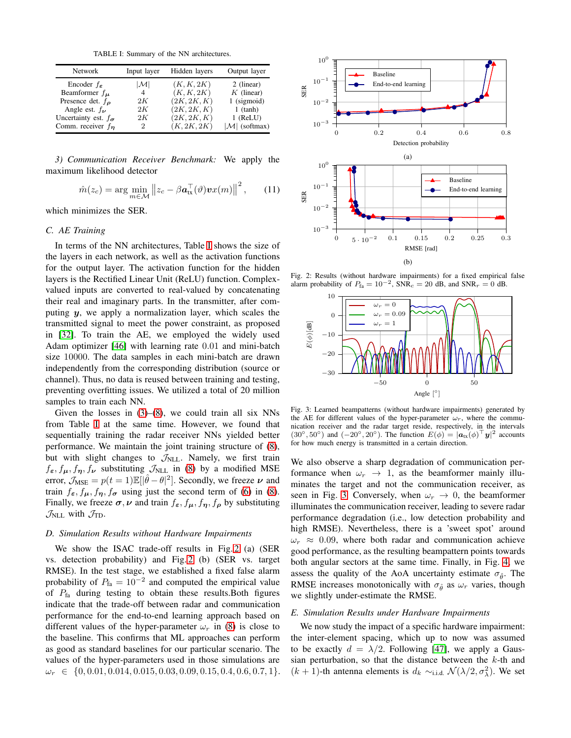TABLE I: Summary of the NN architectures.

| Network | Input layer | Hidden layers | Output layer |
|---|---|---|---|
| Encoder $f_{\boldsymbol{\varepsilon}}$ | $\lvert\mathcal{M}\rvert$ | $(K, K, 2K)$ | 2 (linear) |
| Beamformer $f_{\boldsymbol{\mu}}$ | 4 | $(K, K, 2K)$ | $K$ (linear) |
| Presence det. $f_{\boldsymbol{\rho}}$ | $2K$ | $(2K, 2K, K)$ | 1 (sigmoid) |
| Angle est. $f_{\boldsymbol{\nu}}$ | $2K$ | $(2K, 2K, K)$ | 1 (tanh) |
| Uncertainty est. $f_{\boldsymbol{\sigma}}$ | $2K$ | $(2K, 2K, K)$ | 1 (ReLU) |
| Comm. receiver $f_{\boldsymbol{\eta}}$ | 2 | $(K, 2K, 2K)$ | $\lvert\mathcal{M}\rvert$ (softmax) |

*3) Communication Receiver Benchmark:* We apply the maximum likelihood detector

$$\hat{m}(z_c) = \arg\min_{m \in \mathcal{M}} \left\| z_c - \beta \boldsymbol{a}_{\text{tx}}^\top(\vartheta) \boldsymbol{v} x(m) \right\|^2, \tag{11}$$

which minimizes the SER.

### C. AE Training

In terms of the NN architectures, Table I shows the size of the layers in each network, as well as the activation functions for the output layer. The activation function for the hidden layers is the Rectified Linear Unit (ReLU) function. Complex-valued inputs are converted to real-valued by concatenating their real and imaginary parts. In the transmitter, after computing $\boldsymbol{y}$, we apply a normalization layer, which scales the transmitted signal to meet the power constraint, as proposed in [32]. To train the AE, we employed the widely used Adam optimizer [46] with learning rate 0.01 and mini-batch size 10000. The data samples in each mini-batch are drawn independently from the corresponding distribution (source or channel). Thus, no data is reused between training and testing, preventing overfitting issues. We utilized a total of 20 million samples to train each NN.

Given the losses in (3)–(8), we could train all six NNs from Table I at the same time. However, we found that sequentially training the radar receiver NNs yielded better performance. We maintain the joint training structure of (8), but with slight changes to $\mathcal{J}_{\text{NLL}}$. Namely, we first train $f_{\boldsymbol{\varepsilon}}, f_{\boldsymbol{\mu}}, f_{\boldsymbol{\eta}}, f_{\boldsymbol{\nu}}$ substituting $\mathcal{J}_{\text{NLL}}$ in (8) by a modified MSE error, $\mathcal{J}_{\text{MSE}} = p(t=1)\mathbb{E}[|\hat{\theta} - \theta|^2]$. Secondly, we freeze $\boldsymbol{\nu}$ and train $f_{\boldsymbol{\varepsilon}}, f_{\boldsymbol{\mu}}, f_{\boldsymbol{\eta}}, f_{\boldsymbol{\sigma}}$ using just the second term of (6) in (8). Finally, we freeze $\boldsymbol{\sigma}, \boldsymbol{\nu}$ and train $f_{\boldsymbol{\varepsilon}}, f_{\boldsymbol{\mu}}, f_{\boldsymbol{\eta}}, f_{\boldsymbol{\rho}}$ by substituting $\mathcal{J}_{\text{NLL}}$ with $\mathcal{J}_{\text{TD}}$.

### D. Simulation Results without Hardware Impairments

We show the ISAC trade-off results in Fig. 2 (a) (SER vs. detection probability) and Fig. 2 (b) (SER vs. target RMSE). In the test stage, we established a fixed false alarm probability of $P_{\text{fa}} = 10^{-2}$ and computed the empirical value of $P_{\text{fa}}$ during testing to obtain these results.Both figures indicate that the trade-off between radar and communication performance for the end-to-end learning approach based on different values of the hyper-parameter $\omega_r$ in (8) is close to the baseline. This confirms that ML approaches can perform as good as standard baselines for our particular scenario. The values of the hyper-parameters used in those simulations are $\omega_r \in \{0, 0.01, 0.014, 0.015, 0.03, 0.09, 0.15, 0.4, 0.6, 0.7, 1\}$.

SER
$10^0$
$10^{-1}$
$10^{-2}$
$10^{-3}$
0
0.2
0.4
0.6
0.8
Detection probability
Baseline
End-to-end learning
(a)

SER
$10^0$
$10^{-1}$
$10^{-2}$
$10^{-3}$
0
$5 \cdot 10^{-2}$
0.1
0.15
0.2
0.25
0.3
RMSE [rad]
Baseline
End-to-end learning
(b)

Fig. 2: Results (without hardware impairments) for a fixed empirical false alarm probability of $P_{\text{fa}} = 10^{-2}$, $\text{SNR}_c = 20$ dB, and $\text{SNR}_r = 0$ dB.

$E(\phi)$ [dB]
10
0
−10
−20
−30
−50
0
50
Angle [°]
$\omega_r = 0$
$\omega_r = 0.09$
$\omega_r = 1$

Fig. 3: Learned beampatterns (without hardware impairments) generated by the AE for different values of the hyper-parameter $\omega_r$, where the communication receiver and the radar target reside, respectively, in the intervals $(30°, 50°)$ and $(-20°, 20°)$. The function $E(\phi) = |\boldsymbol{a}_{\text{tx}}(\phi)^\top \boldsymbol{y}|^2$ accounts for how much energy is transmitted in a certain direction.

We also observe a sharp degradation of communication performance when $\omega_r \to 1$, as the beamformer mainly illuminates the target and not the communication receiver, as seen in Fig. 3. Conversely, when $\omega_r \to 0$, the beamformer illuminates the communication receiver, leading to severe radar performance degradation (i.e., low detection probability and high RMSE). Nevertheless, there is a 'sweet spot' around $\omega_r \approx 0.09$, where both radar and communication achieve good performance, as the resulting beampattern points towards both angular sectors at the same time. Finally, in Fig. 4, we assess the quality of the AoA uncertainty estimate $\sigma_{\hat{\theta}}$. The RMSE increases monotonically with $\sigma_{\hat{\theta}}$ as $\omega_r$ varies, though we slightly under-estimate the RMSE.

### E. Simulation Results under Hardware Impairments

We now study the impact of a specific hardware impairment: the inter-element spacing, which up to now was assumed to be exactly $d = \lambda/2$. Following [47], we apply a Gaussian perturbation, so that the distance between the $k$-th and $(k+1)$-th antenna elements is $d_k \sim_{\text{i.i.d.}} \mathcal{N}(\lambda/2, \sigma_\lambda^2)$. We set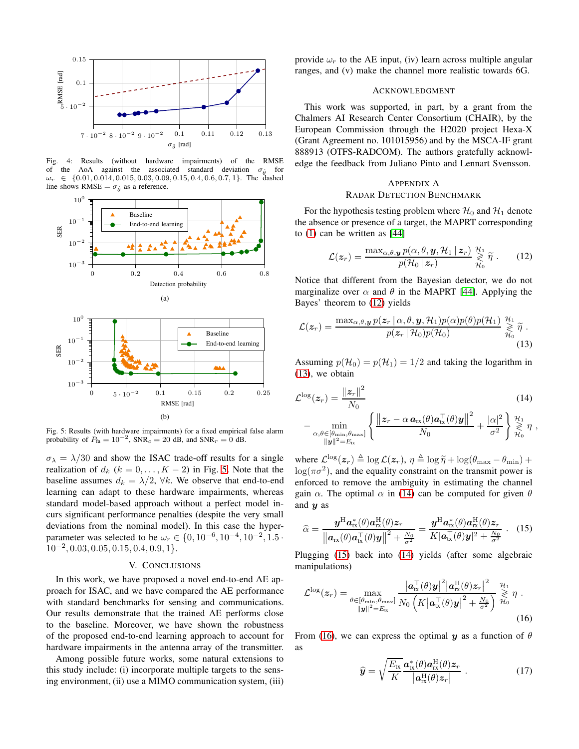0.15

0.1

$5 \cdot 10^{-2}$

RMSE [rad]

$7 \cdot 10^{-2}$ $8 \cdot 10^{-2}$ $9 \cdot 10^{-2}$ 0.1 0.11 0.12 0.13

$\sigma_{\hat{\theta}}$ [rad]

Fig. 4: Results (without hardware impairments) of the RMSE of the AoA against the associated standard deviation $\sigma_{\hat{\theta}}$ for $\omega_r \in \{0.01, 0.014, 0.015, 0.03, 0.09, 0.15, 0.4, 0.6, 0.7, 1\}$. The dashed line shows RMSE $= \sigma_{\hat{\theta}}$ as a reference.

$10^{0}$ $10^{-1}$ $10^{-2}$ $10^{-3}$

SER

Baseline

End-to-end learning

0 0.2 0.4 0.6 0.8

Detection probability

(a)

$10^{0}$ $10^{-1}$ $10^{-2}$ $10^{-3}$

SER

Baseline

End-to-end learning

0 $5 \cdot 10^{-2}$ 0.1 0.15 0.2 0.25

RMSE [rad]

(b)

Fig. 5: Results (with hardware impairments) for a fixed empirical false alarm probability of $P_{\text{fa}} = 10^{-2}$, SNR$_c$ = 20 dB, and SNR$_r$ = 0 dB.

$\sigma_\lambda = \lambda/30$ and show the ISAC trade-off results for a single realization of $d_k$ ($k = 0, \ldots, K-2$) in Fig. 5. Note that the baseline assumes $d_k = \lambda/2$, $\forall k$. We observe that end-to-end learning can adapt to these hardware impairments, whereas standard model-based approach without a perfect model incurs significant performance penalties (despite the very small deviations from the nominal model). In this case the hyperparameter was selected to be $\omega_r \in \{0, 10^{-6}, 10^{-4}, 10^{-2}, 1.5 \cdot 10^{-2}, 0.03, 0.05, 0.15, 0.4, 0.9, 1\}$.

## V. Conclusions

In this work, we have proposed a novel end-to-end AE approach for ISAC, and we have compared the AE performance with standard benchmarks for sensing and communications. Our results demonstrate that the trained AE performs close to the baseline. Moreover, we have shown the robustness of the proposed end-to-end learning approach to account for hardware impairments in the antenna array of the transmitter.

Among possible future works, some natural extensions to this study include: (i) incorporate multiple targets to the sensing environment, (ii) use a MIMO communication system, (iii) provide $\omega_r$ to the AE input, (iv) learn across multiple angular ranges, and (v) make the channel more realistic towards 6G.

## Acknowledgment

This work was supported, in part, by a grant from the Chalmers AI Research Center Consortium (CHAIR), by the European Commission through the H2020 project Hexa-X (Grant Agreement no. 101015956) and by the MSCA-IF grant 888913 (OTFS-RADCOM). The authors gratefully acknowledge the feedback from Juliano Pinto and Lennart Svensson.

## Appendix A
## Radar Detection Benchmark

For the hypothesis testing problem where $\mathcal{H}_0$ and $\mathcal{H}_1$ denote the absence or presence of a target, the MAPRT corresponding to (1) can be written as [44]

$$\mathcal{L}(\boldsymbol{z}_r) = \frac{\max_{\alpha,\theta,\boldsymbol{y}} p(\alpha, \theta, \boldsymbol{y}, \mathcal{H}_1 \,|\, \boldsymbol{z}_r)}{p(\mathcal{H}_0 \,|\, \boldsymbol{z}_r)} \underset{\mathcal{H}_0}{\overset{\mathcal{H}_1}{\gtrless}} \widetilde{\eta}\,. \tag{12}$$

Notice that different from the Bayesian detector, we do not marginalize over $\alpha$ and $\theta$ in the MAPRT [44]. Applying the Bayes' theorem to (12) yields

$$\mathcal{L}(\boldsymbol{z}_r) = \frac{\max_{\alpha,\theta,\boldsymbol{y}} p(\boldsymbol{z}_r \,|\, \alpha, \theta, \boldsymbol{y}, \mathcal{H}_1) p(\alpha) p(\theta) p(\mathcal{H}_1)}{p(\boldsymbol{z}_r \,|\, \mathcal{H}_0) p(\mathcal{H}_0)} \underset{\mathcal{H}_0}{\overset{\mathcal{H}_1}{\gtrless}} \widetilde{\eta}\,. \tag{13}$$

Assuming $p(\mathcal{H}_0) = p(\mathcal{H}_1) = 1/2$ and taking the logarithm in (13), we obtain

$$\mathcal{L}^{\log}(\boldsymbol{z}_r) = \frac{\|\boldsymbol{z}_r\|^2}{N_0} \tag{14}$$

$$- \min_{\substack{\alpha,\theta \in [\theta_{\min},\theta_{\max}] \\ \|\boldsymbol{y}\|^2 = E_{\text{tx}}}} \left\{ \frac{\left\|\boldsymbol{z}_r - \alpha\, \boldsymbol{a}_{\text{rx}}(\theta) \boldsymbol{a}_{\text{tx}}^\top(\theta) \boldsymbol{y}\right\|^2}{N_0} + \frac{|\alpha|^2}{\sigma^2} \right\} \underset{\mathcal{H}_0}{\overset{\mathcal{H}_1}{\gtrless}} \eta\,,$$

where $\mathcal{L}^{\log}(\boldsymbol{z}_r) \triangleq \log \mathcal{L}(\boldsymbol{z}_r)$, $\eta \triangleq \log \widetilde{\eta} + \log(\theta_{\max} - \theta_{\min}) + \log(\pi\sigma^2)$, and the equality constraint on the transmit power is enforced to remove the ambiguity in estimating the channel gain $\alpha$. The optimal $\alpha$ in (14) can be computed for given $\theta$ and $\boldsymbol{y}$ as

$$\widehat{\alpha} = \frac{\boldsymbol{y}^{\text{H}} \boldsymbol{a}_{\text{tx}}^*(\theta) \boldsymbol{a}_{\text{rx}}^{\text{H}}(\theta) \boldsymbol{z}_r}{\left\|\boldsymbol{a}_{\text{rx}}(\theta) \boldsymbol{a}_{\text{tx}}^\top(\theta) \boldsymbol{y}\right\|^2 + \frac{N_0}{\sigma^2}} = \frac{\boldsymbol{y}^{\text{H}} \boldsymbol{a}_{\text{tx}}^*(\theta) \boldsymbol{a}_{\text{rx}}^{\text{H}}(\theta) \boldsymbol{z}_r}{K |\boldsymbol{a}_{\text{tx}}^\top(\theta) \boldsymbol{y}|^2 + \frac{N_0}{\sigma^2}}\,. \tag{15}$$

Plugging (15) back into (14) yields (after some algebraic manipulations)

$$\mathcal{L}^{\log}(\boldsymbol{z}_r) = \max_{\substack{\theta \in [\theta_{\min},\theta_{\max}] \\ \|\boldsymbol{y}\|^2 = E_{\text{tx}}}} \frac{\left|\boldsymbol{a}_{\text{tx}}^\top(\theta) \boldsymbol{y}\right|^2 \left|\boldsymbol{a}_{\text{rx}}^{\text{H}}(\theta) \boldsymbol{z}_r\right|^2}{N_0 \left( K \left|\boldsymbol{a}_{\text{tx}}^\top(\theta) \boldsymbol{y}\right|^2 + \frac{N_0}{\sigma^2} \right)} \underset{\mathcal{H}_0}{\overset{\mathcal{H}_1}{\gtrless}} \eta\,. \tag{16}$$

From (16), we can express the optimal $\boldsymbol{y}$ as a function of $\theta$ as

$$\widehat{\boldsymbol{y}} = \sqrt{\frac{E_{\text{tx}}}{K}} \frac{\boldsymbol{a}_{\text{tx}}^*(\theta) \boldsymbol{a}_{\text{rx}}^{\text{H}}(\theta) \boldsymbol{z}_r}{|\boldsymbol{a}_{\text{rx}}^{\text{H}}(\theta) \boldsymbol{z}_r|}\,. \tag{17}$$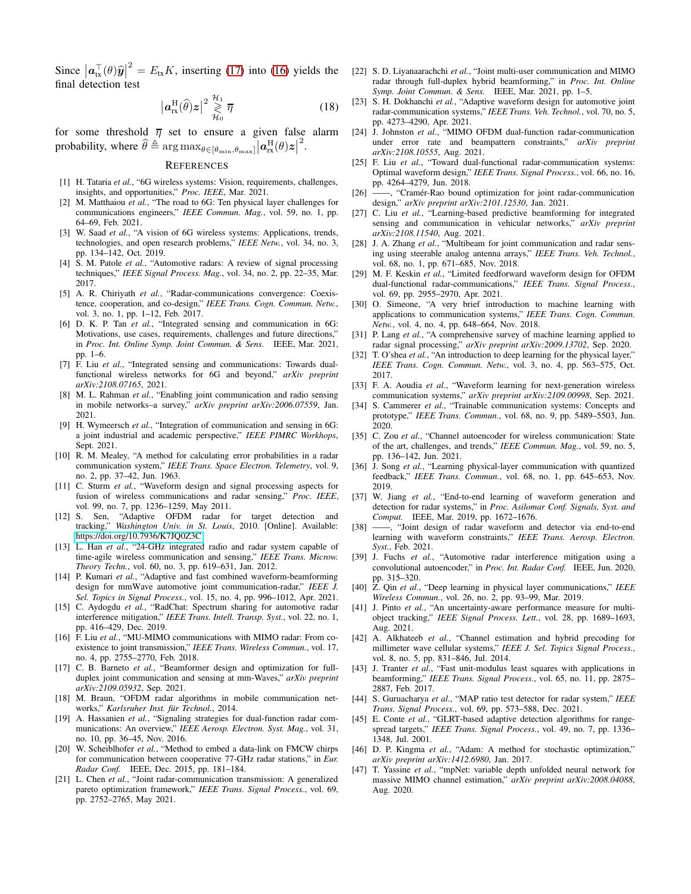Since $\left|\boldsymbol{a}_{\text{tx}}^{\top}(\theta)\widehat{\boldsymbol{y}}\right|^2 = E_{\text{tx}}K$, inserting (17) into (16) yields the final detection test

$$\left|\boldsymbol{a}_{\text{rx}}^{\text{H}}(\widehat{\theta})\boldsymbol{z}\right|^2 \underset{\mathcal{H}_0}{\overset{\mathcal{H}_1}{\gtrless}} \overline{\eta} \tag{18}$$

for some threshold $\overline{\eta}$ set to ensure a given false alarm probability, where $\widehat{\theta} \triangleq \arg\max_{\theta \in [\theta_{\min}, \theta_{\max}]} \left|\boldsymbol{a}_{\text{rx}}^{\text{H}}(\theta)\boldsymbol{z}\right|^2$.

## References

[1] H. Tataria *et al.*, "6G wireless systems: Vision, requirements, challenges, insights, and opportunities," *Proc. IEEE*, Mar. 2021.

[2] M. Matthaiou *et al.*, "The road to 6G: Ten physical layer challenges for communications engineers," *IEEE Commun. Mag.*, vol. 59, no. 1, pp. 64–69, Feb. 2021.

[3] W. Saad *et al.*, "A vision of 6G wireless systems: Applications, trends, technologies, and open research problems," *IEEE Netw.*, vol. 34, no. 3, pp. 134–142, Oct. 2019.

[4] S. M. Patole *et al.*, "Automotive radars: A review of signal processing techniques," *IEEE Signal Process. Mag.*, vol. 34, no. 2, pp. 22–35, Mar. 2017.

[5] A. R. Chiriyath *et al.*, "Radar-communications convergence: Coexistence, cooperation, and co-design," *IEEE Trans. Cogn. Commun. Netw.*, vol. 3, no. 1, pp. 1–12, Feb. 2017.

[6] D. K. P. Tan *et al.*, "Integrated sensing and communication in 6G: Motivations, use cases, requirements, challenges and future directions," in *Proc. Int. Online Symp. Joint Commun. & Sens.* IEEE, Mar. 2021, pp. 1–6.

[7] F. Liu *et al.*, "Integrated sensing and communications: Towards dual-functional wireless networks for 6G and beyond," *arXiv preprint arXiv:2108.07165*, 2021.

[8] M. L. Rahman *et al.*, "Enabling joint communication and radio sensing in mobile networks–a survey," *arXiv preprint arXiv:2006.07559*, Jan. 2021.

[9] H. Wymeersch *et al.*, "Integration of communication and sensing in 6G: a joint industrial and academic perspective," *IEEE PIMRC Workhops*, Sept. 2021.

[10] R. M. Mealey, "A method for calculating error probabilities in a radar communication system," *IEEE Trans. Space Electron. Telemetry*, vol. 9, no. 2, pp. 37–42, Jun. 1963.

[11] C. Sturm *et al.*, "Waveform design and signal processing aspects for fusion of wireless communications and radar sensing," *Proc. IEEE*, vol. 99, no. 7, pp. 1236–1259, May 2011.

[12] S. Sen, "Adaptive OFDM radar for target detection and tracking," *Washington Univ. in St. Louis*, 2010. [Online]. Available: https://doi.org/10.7936/K7JQ0Z3C

[13] L. Han *et al.*, "24-GHz integrated radio and radar system capable of time-agile wireless communication and sensing," *IEEE Trans. Microw. Theory Techn.*, vol. 60, no. 3, pp. 619–631, Jan. 2012.

[14] P. Kumari *et al.*, "Adaptive and fast combined waveform-beamforming design for mmWave automotive joint communication-radar," *IEEE J. Sel. Topics in Signal Process.*, vol. 15, no. 4, pp. 996–1012, Apr. 2021.

[15] C. Aydogdu *et al.*, "RadChat: Spectrum sharing for automotive radar interference mitigation," *IEEE Trans. Intell. Transp. Syst.*, vol. 22, no. 1, pp. 416–429, Dec. 2019.

[16] F. Liu *et al.*, "MU-MIMO communications with MIMO radar: From co-existence to joint transmission," *IEEE Trans. Wireless Commun.*, vol. 17, no. 4, pp. 2755–2770, Feb. 2018.

[17] C. B. Barneto *et al.*, "Beamformer design and optimization for full-duplex joint communication and sensing at mm-Waves," *arXiv preprint arXiv:2109.05932*, Sep. 2021.

[18] M. Braun, "OFDM radar algorithms in mobile communication networks," *Karlsruher Inst. für Technol.*, 2014.

[19] A. Hassanien *et al.*, "Signaling strategies for dual-function radar communications: An overview," *IEEE Aerosp. Electron. Syst. Mag.*, vol. 31, no. 10, pp. 36–45, Nov. 2016.

[20] W. Scheiblhofer *et al.*, "Method to embed a data-link on FMCW chirps for communication between cooperative 77-GHz radar stations," in *Eur. Radar Conf.* IEEE, Dec. 2015, pp. 181–184.

[21] L. Chen *et al.*, "Joint radar-communication transmission: A generalized pareto optimization framework," *IEEE Trans. Signal Process.*, vol. 69, pp. 2752–2765, May 2021.

[22] S. D. Liyanaarachchi *et al.*, "Joint multi-user communication and MIMO radar through full-duplex hybrid beamforming," in *Proc. Int. Online Symp. Joint Commun. & Sens.* IEEE, Mar. 2021, pp. 1–5.

[23] S. H. Dokhanchi *et al.*, "Adaptive waveform design for automotive joint radar-communication systems," *IEEE Trans. Veh. Technol.*, vol. 70, no. 5, pp. 4273–4290, Apr. 2021.

[24] J. Johnston *et al.*, "MIMO OFDM dual-function radar-communication under error rate and beampattern constraints," *arXiv preprint arXiv:2108.10555*, Aug. 2021.

[25] F. Liu *et al.*, "Toward dual-functional radar-communication systems: Optimal waveform design," *IEEE Trans. Signal Process.*, vol. 66, no. 16, pp. 4264–4279, Jun. 2018.

[26] ——, "Cramér-Rao bound optimization for joint radar-communication design," *arXiv preprint arXiv:2101.12530*, Jan. 2021.

[27] C. Liu *et al.*, "Learning-based predictive beamforming for integrated sensing and communication in vehicular networks," *arXiv preprint arXiv:2108.11540*, Aug. 2021.

[28] J. A. Zhang *et al.*, "Multibeam for joint communication and radar sensing using steerable analog antenna arrays," *IEEE Trans. Veh. Technol.*, vol. 68, no. 1, pp. 671–685, Nov. 2018.

[29] M. F. Keskin *et al.*, "Limited feedforward waveform design for OFDM dual-functional radar-communications," *IEEE Trans. Signal Process.*, vol. 69, pp. 2955–2970, Apr. 2021.

[30] O. Simeone, "A very brief introduction to machine learning with applications to communication systems," *IEEE Trans. Cogn. Commun. Netw.*, vol. 4, no. 4, pp. 648–664, Nov. 2018.

[31] P. Lang *et al.*, "A comprehensive survey of machine learning applied to radar signal processing," *arXiv preprint arXiv:2009.13702*, Sep. 2020.

[32] T. O'shea *et al.*, "An introduction to deep learning for the physical layer," *IEEE Trans. Cogn. Commun. Netw.*, vol. 3, no. 4, pp. 563–575, Oct. 2017.

[33] F. A. Aoudia *et al.*, "Waveform learning for next-generation wireless communication systems," *arXiv preprint arXiv:2109.00998*, Sep. 2021.

[34] S. Cammerer *et al.*, "Trainable communication systems: Concepts and prototype," *IEEE Trans. Commun.*, vol. 68, no. 9, pp. 5489–5503, Jun. 2020.

[35] C. Zou *et al.*, "Channel autoencoder for wireless communication: State of the art, challenges, and trends," *IEEE Commun. Mag.*, vol. 59, no. 5, pp. 136–142, Jun. 2021.

[36] J. Song *et al.*, "Learning physical-layer communication with quantized feedback," *IEEE Trans. Commun.*, vol. 68, no. 1, pp. 645–653, Nov. 2019.

[37] W. Jiang *et al.*, "End-to-end learning of waveform generation and detection for radar systems," in *Proc. Asilomar Conf. Signals, Syst. and Comput.* IEEE, Mar. 2019, pp. 1672–1676.

[38] ——, "Joint design of radar waveform and detector via end-to-end learning with waveform constraints," *IEEE Trans. Aerosp. Electron. Syst.*, Feb. 2021.

[39] J. Fuchs *et al.*, "Automotive radar interference mitigation using a convolutional autoencoder," in *Proc. Int. Radar Conf.* IEEE, Jun. 2020, pp. 315–320.

[40] Z. Qin *et al.*, "Deep learning in physical layer communications," *IEEE Wireless Commun.*, vol. 26, no. 2, pp. 93–99, Mar. 2019.

[41] J. Pinto *et al.*, "An uncertainty-aware performance measure for multi-object tracking," *IEEE Signal Process. Lett.*, vol. 28, pp. 1689–1693, Aug. 2021.

[42] A. Alkhateeb *et al.*, "Channel estimation and hybrid precoding for millimeter wave cellular systems," *IEEE J. Sel. Topics Signal Process.*, vol. 8, no. 5, pp. 831–846, Jul. 2014.

[43] J. Tranter *et al.*, "Fast unit-modulus least squares with applications in beamforming," *IEEE Trans. Signal Process.*, vol. 65, no. 11, pp. 2875–2887, Feb. 2017.

[44] S. Guruacharya *et al.*, "MAP ratio test detector for radar system," *IEEE Trans. Signal Process.*, vol. 69, pp. 573–588, Dec. 2021.

[45] E. Conte *et al.*, "GLRT-based adaptive detection algorithms for range-spread targets," *IEEE Trans. Signal Process.*, vol. 49, no. 7, pp. 1336–1348, Jul. 2001.

[46] D. P. Kingma *et al.*, "Adam: A method for stochastic optimization," *arXiv preprint arXiv:1412.6980*, Jan. 2017.

[47] T. Yassine *et al.*, "mpNet: variable depth unfolded neural network for massive MIMO channel estimation," *arXiv preprint arXiv:2008.04088*, Aug. 2020.